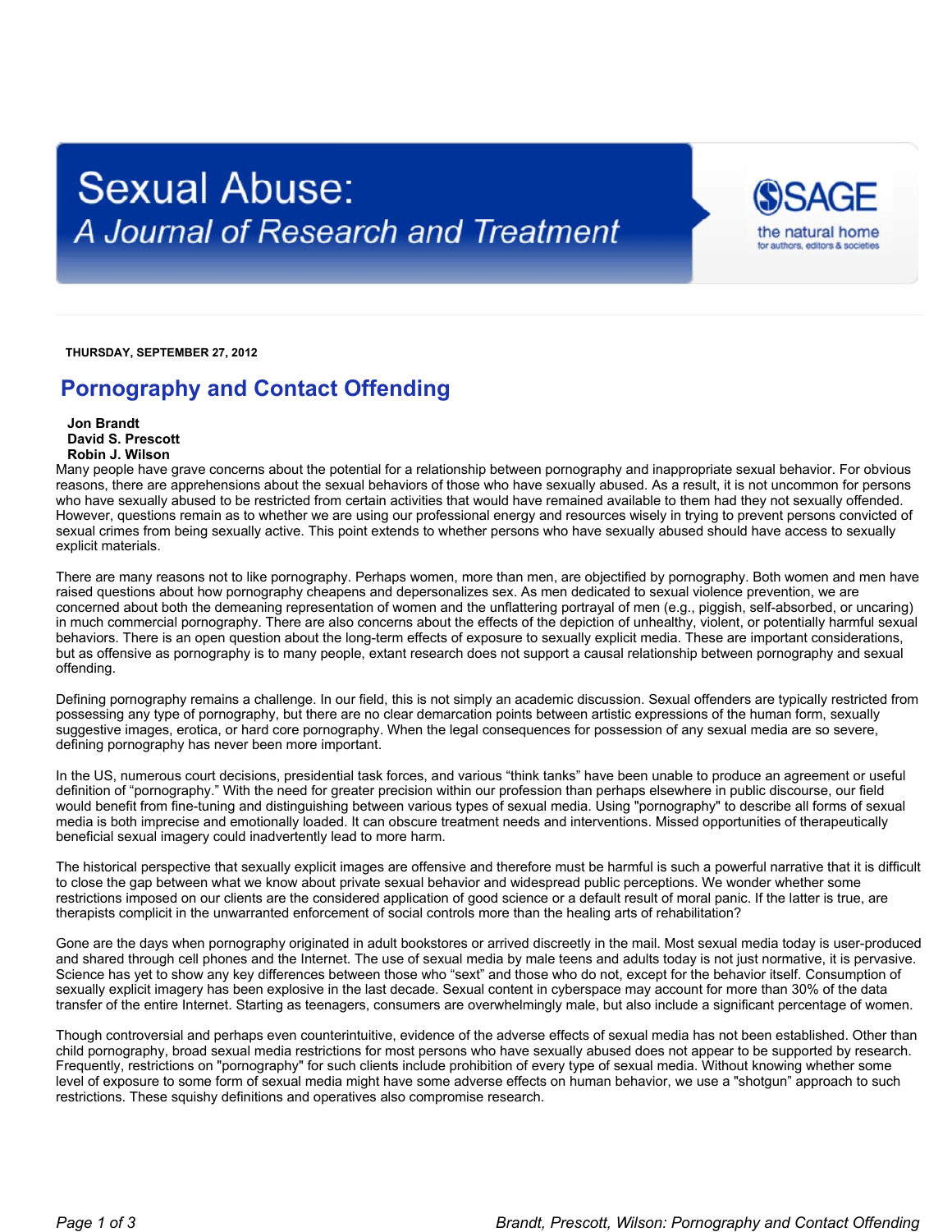# Sexual Abuse: *A Journal of Research and Treatment*

SAGE the natural home for authors, editors & societies

**THURSDAY, SEPTEMBER 27, 2012**

## Pornography and Contact Offending

**Jon Brandt**
**David S. Prescott**
**Robin J. Wilson**

Many people have grave concerns about the potential for a relationship between pornography and inappropriate sexual behavior. For obvious reasons, there are apprehensions about the sexual behaviors of those who have sexually abused. As a result, it is not uncommon for persons who have sexually abused to be restricted from certain activities that would have remained available to them had they not sexually offended. However, questions remain as to whether we are using our professional energy and resources wisely in trying to prevent persons convicted of sexual crimes from being sexually active. This point extends to whether persons who have sexually abused should have access to sexually explicit materials.

There are many reasons not to like pornography. Perhaps women, more than men, are objectified by pornography. Both women and men have raised questions about how pornography cheapens and depersonalizes sex. As men dedicated to sexual violence prevention, we are concerned about both the demeaning representation of women and the unflattering portrayal of men (e.g., piggish, self-absorbed, or uncaring) in much commercial pornography. There are also concerns about the effects of the depiction of unhealthy, violent, or potentially harmful sexual behaviors. There is an open question about the long-term effects of exposure to sexually explicit media. These are important considerations, but as offensive as pornography is to many people, extant research does not support a causal relationship between pornography and sexual offending.

Defining pornography remains a challenge. In our field, this is not simply an academic discussion. Sexual offenders are typically restricted from possessing any type of pornography, but there are no clear demarcation points between artistic expressions of the human form, sexually suggestive images, erotica, or hard core pornography. When the legal consequences for possession of any sexual media are so severe, defining pornography has never been more important.

In the US, numerous court decisions, presidential task forces, and various "think tanks" have been unable to produce an agreement or useful definition of "pornography." With the need for greater precision within our profession than perhaps elsewhere in public discourse, our field would benefit from fine-tuning and distinguishing between various types of sexual media. Using "pornography" to describe all forms of sexual media is both imprecise and emotionally loaded. It can obscure treatment needs and interventions. Missed opportunities of therapeutically beneficial sexual imagery could inadvertently lead to more harm.

The historical perspective that sexually explicit images are offensive and therefore must be harmful is such a powerful narrative that it is difficult to close the gap between what we know about private sexual behavior and widespread public perceptions. We wonder whether some restrictions imposed on our clients are the considered application of good science or a default result of moral panic. If the latter is true, are therapists complicit in the unwarranted enforcement of social controls more than the healing arts of rehabilitation?

Gone are the days when pornography originated in adult bookstores or arrived discreetly in the mail. Most sexual media today is user-produced and shared through cell phones and the Internet. The use of sexual media by male teens and adults today is not just normative, it is pervasive. Science has yet to show any key differences between those who "sext" and those who do not, except for the behavior itself. Consumption of sexually explicit imagery has been explosive in the last decade. Sexual content in cyberspace may account for more than 30% of the data transfer of the entire Internet. Starting as teenagers, consumers are overwhelmingly male, but also include a significant percentage of women.

Though controversial and perhaps even counterintuitive, evidence of the adverse effects of sexual media has not been established. Other than child pornography, broad sexual media restrictions for most persons who have sexually abused does not appear to be supported by research. Frequently, restrictions on "pornography" for such clients include prohibition of every type of sexual media. Without knowing whether some level of exposure to some form of sexual media might have some adverse effects on human behavior, we use a "shotgun" approach to such restrictions. These squishy definitions and operatives also compromise research.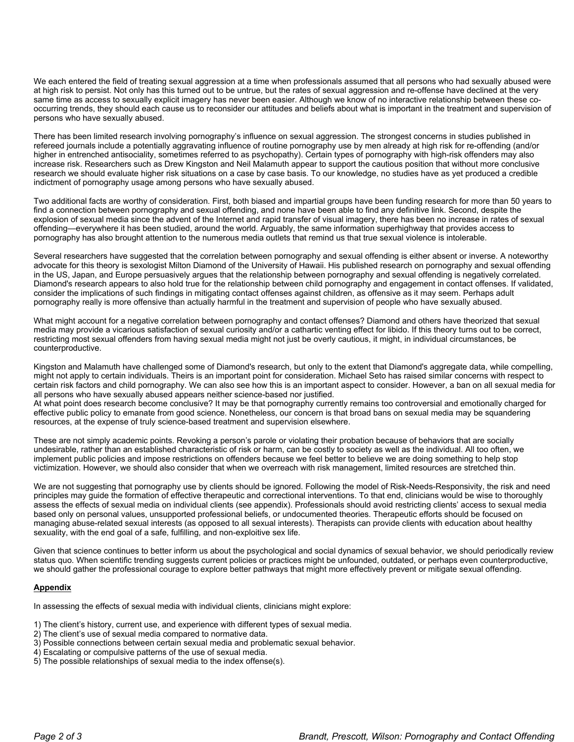We each entered the field of treating sexual aggression at a time when professionals assumed that all persons who had sexually abused were at high risk to persist. Not only has this turned out to be untrue, but the rates of sexual aggression and re-offense have declined at the very same time as access to sexually explicit imagery has never been easier. Although we know of no interactive relationship between these co-occurring trends, they should each cause us to reconsider our attitudes and beliefs about what is important in the treatment and supervision of persons who have sexually abused.

There has been limited research involving pornography's influence on sexual aggression. The strongest concerns in studies published in refereed journals include a potentially aggravating influence of routine pornography use by men already at high risk for re-offending (and/or higher in entrenched antisociality, sometimes referred to as psychopathy). Certain types of pornography with high-risk offenders may also increase risk. Researchers such as Drew Kingston and Neil Malamuth appear to support the cautious position that without more conclusive research we should evaluate higher risk situations on a case by case basis. To our knowledge, no studies have as yet produced a credible indictment of pornography usage among persons who have sexually abused.

Two additional facts are worthy of consideration. First, both biased and impartial groups have been funding research for more than 50 years to find a connection between pornography and sexual offending, and none have been able to find any definitive link. Second, despite the explosion of sexual media since the advent of the Internet and rapid transfer of visual imagery, there has been no increase in rates of sexual offending—everywhere it has been studied, around the world. Arguably, the same information superhighway that provides access to pornography has also brought attention to the numerous media outlets that remind us that true sexual violence is intolerable.

Several researchers have suggested that the correlation between pornography and sexual offending is either absent or inverse. A noteworthy advocate for this theory is sexologist Milton Diamond of the University of Hawaii. His published research on pornography and sexual offending in the US, Japan, and Europe persuasively argues that the relationship between pornography and sexual offending is negatively correlated. Diamond's research appears to also hold true for the relationship between child pornography and engagement in contact offenses. If validated, consider the implications of such findings in mitigating contact offenses against children, as offensive as it may seem. Perhaps adult pornography really is more offensive than actually harmful in the treatment and supervision of people who have sexually abused.

What might account for a negative correlation between pornography and contact offenses? Diamond and others have theorized that sexual media may provide a vicarious satisfaction of sexual curiosity and/or a cathartic venting effect for libido. If this theory turns out to be correct, restricting most sexual offenders from having sexual media might not just be overly cautious, it might, in individual circumstances, be counterproductive.

Kingston and Malamuth have challenged some of Diamond's research, but only to the extent that Diamond's aggregate data, while compelling, might not apply to certain individuals. Theirs is an important point for consideration. Michael Seto has raised similar concerns with respect to certain risk factors and child pornography. We can also see how this is an important aspect to consider. However, a ban on all sexual media for all persons who have sexually abused appears neither science-based nor justified.

At what point does research become conclusive? It may be that pornography currently remains too controversial and emotionally charged for effective public policy to emanate from good science. Nonetheless, our concern is that broad bans on sexual media may be squandering resources, at the expense of truly science-based treatment and supervision elsewhere.

These are not simply academic points. Revoking a person's parole or violating their probation because of behaviors that are socially undesirable, rather than an established characteristic of risk or harm, can be costly to society as well as the individual. All too often, we implement public policies and impose restrictions on offenders because we feel better to believe we are doing something to help stop victimization. However, we should also consider that when we overreach with risk management, limited resources are stretched thin.

We are not suggesting that pornography use by clients should be ignored. Following the model of Risk-Needs-Responsivity, the risk and need principles may guide the formation of effective therapeutic and correctional interventions. To that end, clinicians would be wise to thoroughly assess the effects of sexual media on individual clients (see appendix). Professionals should avoid restricting clients' access to sexual media based only on personal values, unsupported professional beliefs, or undocumented theories. Therapeutic efforts should be focused on managing abuse-related sexual interests (as opposed to all sexual interests). Therapists can provide clients with education about healthy sexuality, with the end goal of a safe, fulfilling, and non-exploitive sex life.

Given that science continues to better inform us about the psychological and social dynamics of sexual behavior, we should periodically review status quo. When scientific trending suggests current policies or practices might be unfounded, outdated, or perhaps even counterproductive, we should gather the professional courage to explore better pathways that might more effectively prevent or mitigate sexual offending.

## Appendix

In assessing the effects of sexual media with individual clients, clinicians might explore:

1) The client's history, current use, and experience with different types of sexual media.
2) The client's use of sexual media compared to normative data.
3) Possible connections between certain sexual media and problematic sexual behavior.
4) Escalating or compulsive patterns of the use of sexual media.
5) The possible relationships of sexual media to the index offense(s).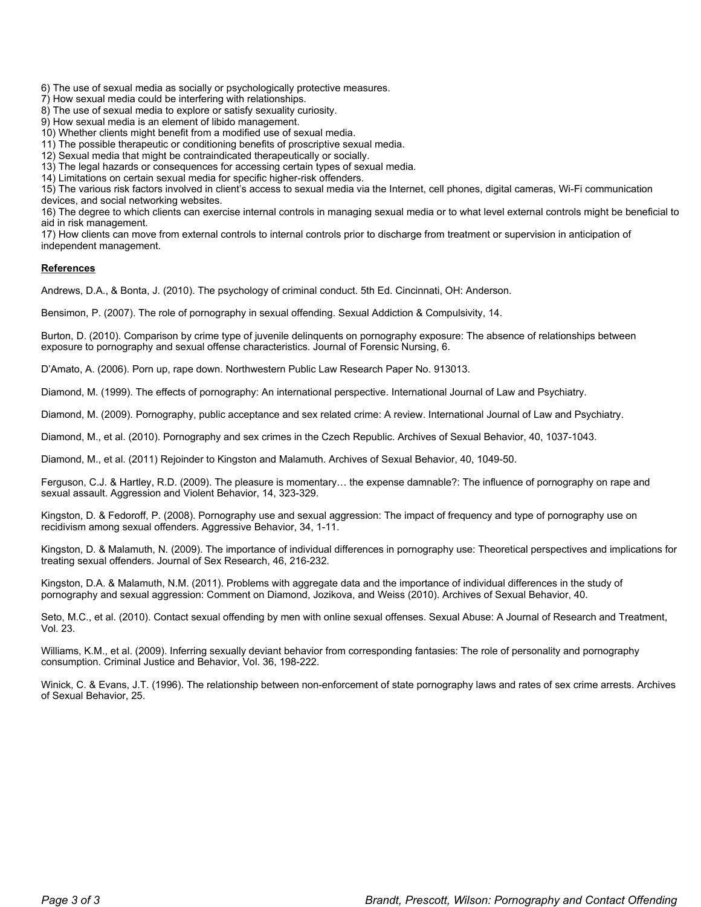6) The use of sexual media as socially or psychologically protective measures.
7) How sexual media could be interfering with relationships.
8) The use of sexual media to explore or satisfy sexuality curiosity.
9) How sexual media is an element of libido management.
10) Whether clients might benefit from a modified use of sexual media.
11) The possible therapeutic or conditioning benefits of proscriptive sexual media.
12) Sexual media that might be contraindicated therapeutically or socially.
13) The legal hazards or consequences for accessing certain types of sexual media.
14) Limitations on certain sexual media for specific higher-risk offenders.
15) The various risk factors involved in client's access to sexual media via the Internet, cell phones, digital cameras, Wi-Fi communication devices, and social networking websites.
16) The degree to which clients can exercise internal controls in managing sexual media or to what level external controls might be beneficial to aid in risk management.
17) How clients can move from external controls to internal controls prior to discharge from treatment or supervision in anticipation of independent management.

**References**

Andrews, D.A., & Bonta, J. (2010). The psychology of criminal conduct. 5th Ed. Cincinnati, OH: Anderson.

Bensimon, P. (2007). The role of pornography in sexual offending. Sexual Addiction & Compulsivity, 14.

Burton, D. (2010). Comparison by crime type of juvenile delinquents on pornography exposure: The absence of relationships between exposure to pornography and sexual offense characteristics. Journal of Forensic Nursing, 6.

D'Amato, A. (2006). Porn up, rape down. Northwestern Public Law Research Paper No. 913013.

Diamond, M. (1999). The effects of pornography: An international perspective. International Journal of Law and Psychiatry.

Diamond, M. (2009). Pornography, public acceptance and sex related crime: A review. International Journal of Law and Psychiatry.

Diamond, M., et al. (2010). Pornography and sex crimes in the Czech Republic. Archives of Sexual Behavior, 40, 1037-1043.

Diamond, M., et al. (2011) Rejoinder to Kingston and Malamuth. Archives of Sexual Behavior, 40, 1049-50.

Ferguson, C.J. & Hartley, R.D. (2009). The pleasure is momentary… the expense damnable?: The influence of pornography on rape and sexual assault. Aggression and Violent Behavior, 14, 323-329.

Kingston, D. & Fedoroff, P. (2008). Pornography use and sexual aggression: The impact of frequency and type of pornography use on recidivism among sexual offenders. Aggressive Behavior, 34, 1-11.

Kingston, D. & Malamuth, N. (2009). The importance of individual differences in pornography use: Theoretical perspectives and implications for treating sexual offenders. Journal of Sex Research, 46, 216-232.

Kingston, D.A. & Malamuth, N.M. (2011). Problems with aggregate data and the importance of individual differences in the study of pornography and sexual aggression: Comment on Diamond, Jozikova, and Weiss (2010). Archives of Sexual Behavior, 40.

Seto, M.C., et al. (2010). Contact sexual offending by men with online sexual offenses. Sexual Abuse: A Journal of Research and Treatment, Vol. 23.

Williams, K.M., et al. (2009). Inferring sexually deviant behavior from corresponding fantasies: The role of personality and pornography consumption. Criminal Justice and Behavior, Vol. 36, 198-222.

Winick, C. & Evans, J.T. (1996). The relationship between non-enforcement of state pornography laws and rates of sex crime arrests. Archives of Sexual Behavior, 25.